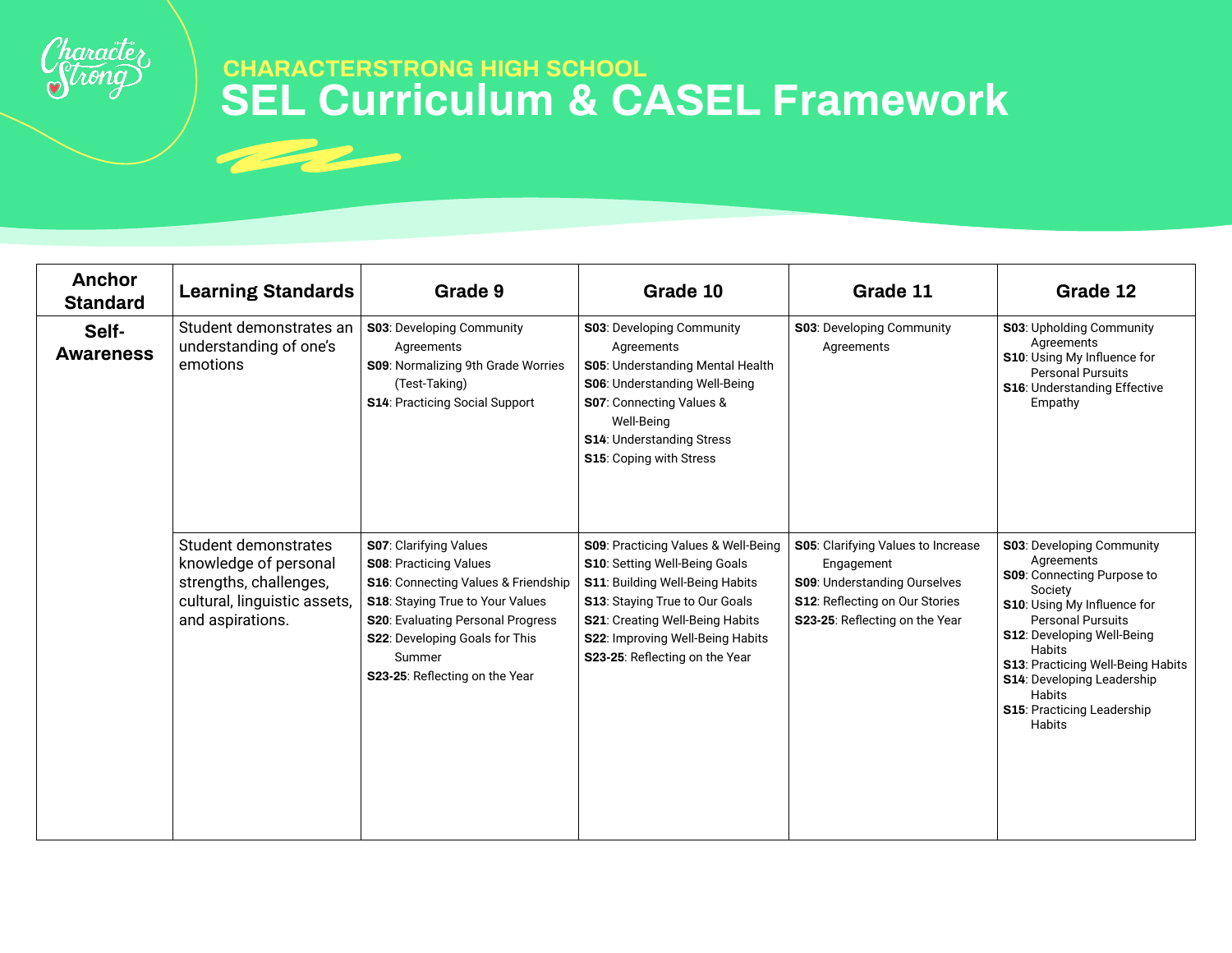## CHARACTERSTRONG HIGH SCHOOL

# SEL Curriculum & CASEL Framework

| Anchor Standard | Learning Standards | Grade 9 | Grade 10 | Grade 11 | Grade 12 |
|---|---|---|---|---|---|
| **Self-Awareness** | Student demonstrates an understanding of one's emotions | **S03**: Developing Community Agreements<br>**S09**: Normalizing 9th Grade Worries (Test-Taking)<br>**S14**: Practicing Social Support | **S03**: Developing Community Agreements<br>**S05**: Understanding Mental Health<br>**S06**: Understanding Well-Being<br>**S07**: Connecting Values & Well-Being<br>**S14**: Understanding Stress<br>**S15**: Coping with Stress | **S03**: Developing Community Agreements | **S03**: Upholding Community Agreements<br>**S10**: Using My Influence for Personal Pursuits<br>**S16**: Understanding Effective Empathy |
| | Student demonstrates knowledge of personal strengths, challenges, cultural, linguistic assets, and aspirations. | **S07**: Clarifying Values<br>**S08**: Practicing Values<br>**S16**: Connecting Values & Friendship<br>**S18**: Staying True to Your Values<br>**S20**: Evaluating Personal Progress<br>**S22**: Developing Goals for This Summer<br>**S23-25**: Reflecting on the Year | **S09**: Practicing Values & Well-Being<br>**S10**: Setting Well-Being Goals<br>**S11**: Building Well-Being Habits<br>**S13**: Staying True to Our Goals<br>**S21**: Creating Well-Being Habits<br>**S22**: Improving Well-Being Habits<br>**S23-25**: Reflecting on the Year | **S05**: Clarifying Values to Increase Engagement<br>**S09**: Understanding Ourselves<br>**S12**: Reflecting on Our Stories<br>**S23-25**: Reflecting on the Year | **S03**: Developing Community Agreements<br>**S09**: Connecting Purpose to Society<br>**S10**: Using My Influence for Personal Pursuits<br>**S12**: Developing Well-Being Habits<br>**S13**: Practicing Well-Being Habits<br>**S14**: Developing Leadership Habits<br>**S15**: Practicing Leadership Habits |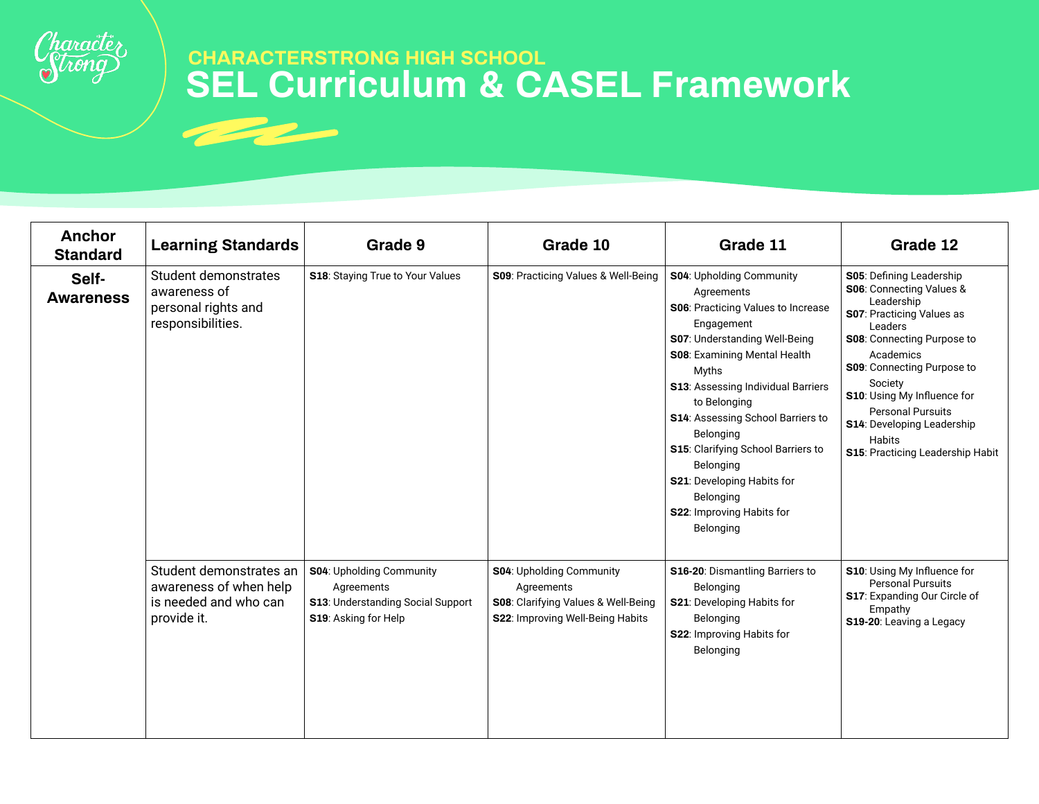## CHARACTERSTRONG HIGH SCHOOL

# SEL Curriculum & CASEL Framework

| Anchor Standard | Learning Standards | Grade 9 | Grade 10 | Grade 11 | Grade 12 |
|---|---|---|---|---|---|
| **Self-Awareness** | Student demonstrates awareness of personal rights and responsibilities. | **S18**: Staying True to Your Values | **S09**: Practicing Values & Well-Being | **S04**: Upholding Community Agreements<br>**S06**: Practicing Values to Increase Engagement<br>**S07**: Understanding Well-Being<br>**S08**: Examining Mental Health Myths<br>**S13**: Assessing Individual Barriers to Belonging<br>**S14**: Assessing School Barriers to Belonging<br>**S15**: Clarifying School Barriers to Belonging<br>**S21**: Developing Habits for Belonging<br>**S22**: Improving Habits for Belonging | **S05**: Defining Leadership<br>**S06**: Connecting Values & Leadership<br>**S07**: Practicing Values as Leaders<br>**S08**: Connecting Purpose to Academics<br>**S09**: Connecting Purpose to Society<br>**S10**: Using My Influence for Personal Pursuits<br>**S14**: Developing Leadership Habits<br>**S15**: Practicing Leadership Habit |
| | Student demonstrates an awareness of when help is needed and who can provide it. | **S04**: Upholding Community Agreements<br>**S13**: Understanding Social Support<br>**S19**: Asking for Help | **S04**: Upholding Community Agreements<br>**S08**: Clarifying Values & Well-Being<br>**S22**: Improving Well-Being Habits | **S16-20**: Dismantling Barriers to Belonging<br>**S21**: Developing Habits for Belonging<br>**S22**: Improving Habits for Belonging | **S10**: Using My Influence for Personal Pursuits<br>**S17**: Expanding Our Circle of Empathy<br>**S19-20**: Leaving a Legacy |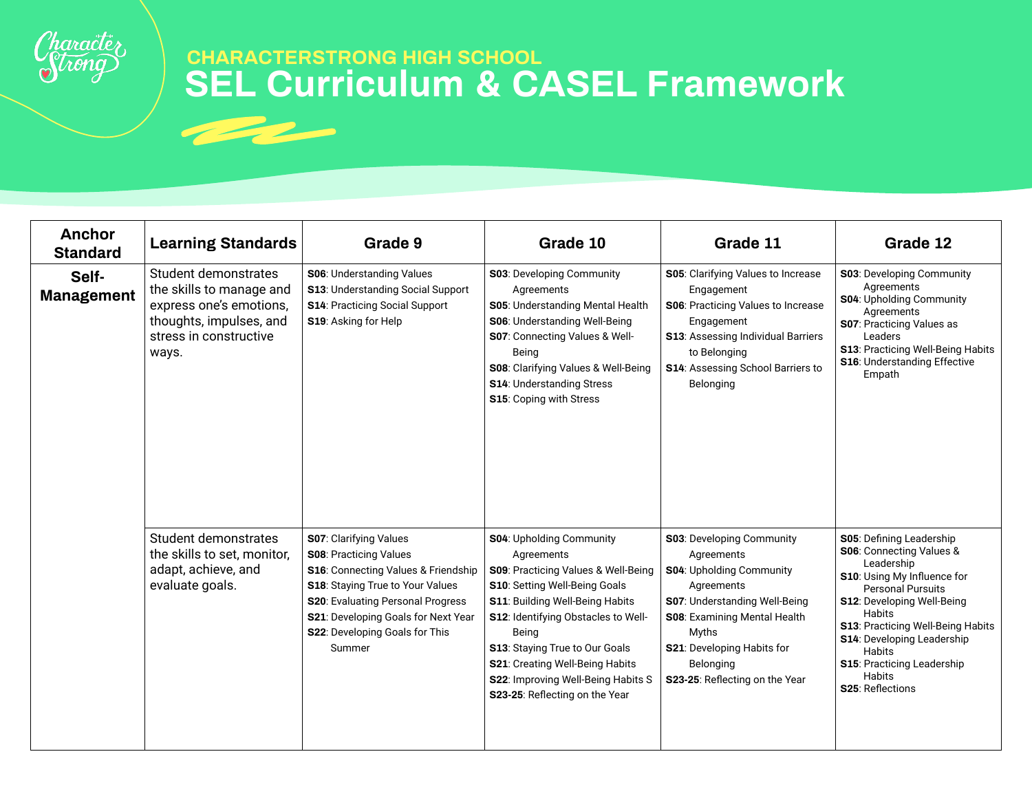## CHARACTERSTRONG HIGH SCHOOL

# SEL Curriculum & CASEL Framework

| Anchor Standard | Learning Standards | Grade 9 | Grade 10 | Grade 11 | Grade 12 |
|---|---|---|---|---|---|
| **Self-Management** | Student demonstrates the skills to manage and express one's emotions, thoughts, impulses, and stress in constructive ways. | **S06**: Understanding Values<br>**S13**: Understanding Social Support<br>**S14**: Practicing Social Support<br>**S19**: Asking for Help | **S03**: Developing Community Agreements<br>**S05**: Understanding Mental Health<br>**S06**: Understanding Well-Being<br>**S07**: Connecting Values & Well-Being<br>**S08**: Clarifying Values & Well-Being<br>**S14**: Understanding Stress<br>**S15**: Coping with Stress | **S05**: Clarifying Values to Increase Engagement<br>**S06**: Practicing Values to Increase Engagement<br>**S13**: Assessing Individual Barriers to Belonging<br>**S14**: Assessing School Barriers to Belonging | **S03**: Developing Community Agreements<br>**S04**: Upholding Community Agreements<br>**S07**: Practicing Values as Leaders<br>**S13**: Practicing Well-Being Habits<br>**S16**: Understanding Effective Empath |
| | Student demonstrates the skills to set, monitor, adapt, achieve, and evaluate goals. | **S07**: Clarifying Values<br>**S08**: Practicing Values<br>**S16**: Connecting Values & Friendship<br>**S18**: Staying True to Your Values<br>**S20**: Evaluating Personal Progress<br>**S21**: Developing Goals for Next Year<br>**S22**: Developing Goals for This Summer | **S04**: Upholding Community Agreements<br>**S09**: Practicing Values & Well-Being<br>**S10**: Setting Well-Being Goals<br>**S11**: Building Well-Being Habits<br>**S12**: Identifying Obstacles to Well-Being<br>**S13**: Staying True to Our Goals<br>**S21**: Creating Well-Being Habits<br>**S22**: Improving Well-Being Habits S<br>**S23-25**: Reflecting on the Year | **S03**: Developing Community Agreements<br>**S04**: Upholding Community Agreements<br>**S07**: Understanding Well-Being<br>**S08**: Examining Mental Health Myths<br>**S21**: Developing Habits for Belonging<br>**S23-25**: Reflecting on the Year | **S05**: Defining Leadership<br>**S06**: Connecting Values & Leadership<br>**S10**: Using My Influence for Personal Pursuits<br>**S12**: Developing Well-Being Habits<br>**S13**: Practicing Well-Being Habits<br>**S14**: Developing Leadership Habits<br>**S15**: Practicing Leadership Habits<br>**S25**: Reflections |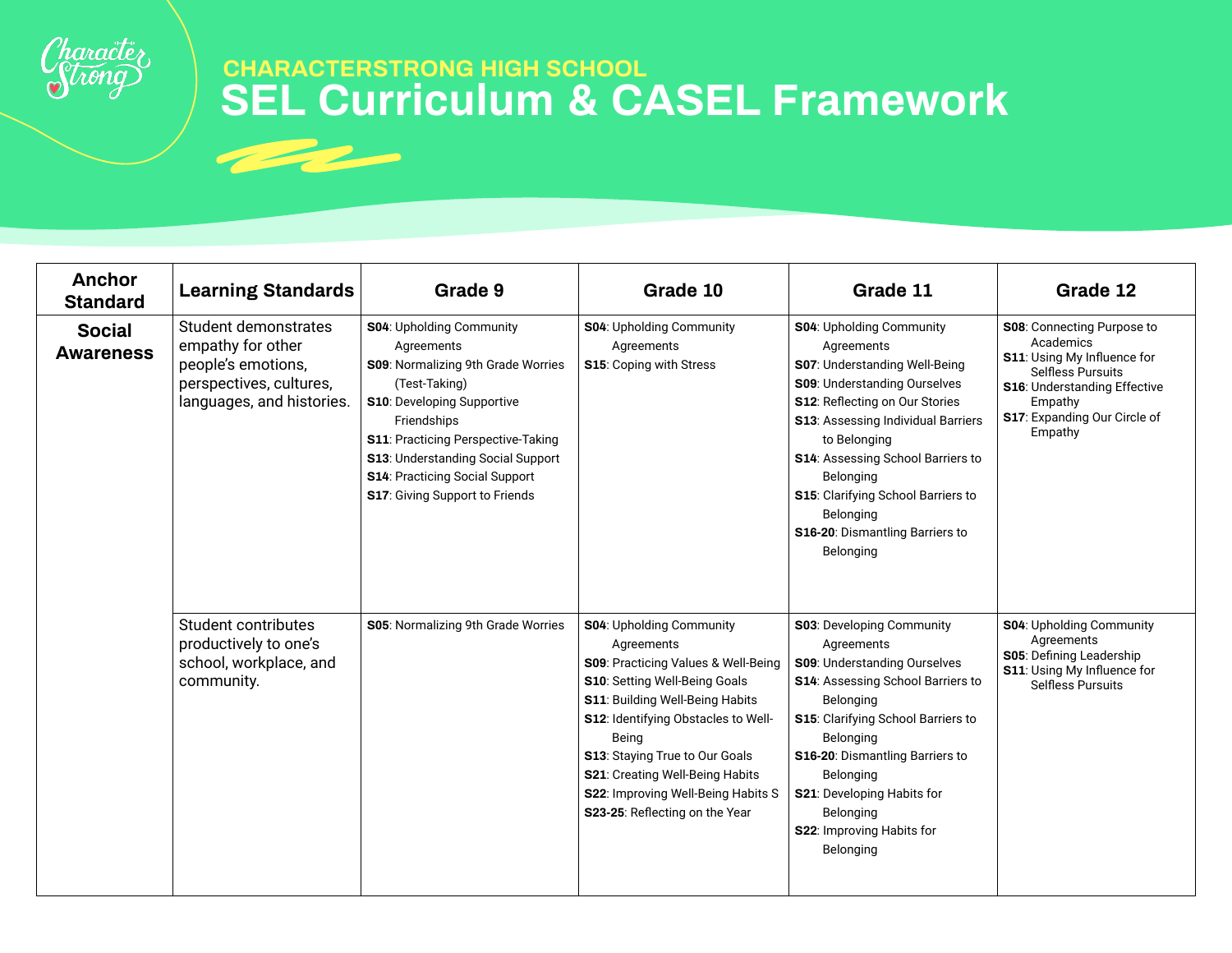## CHARACTERSTRONG HIGH SCHOOL

# SEL Curriculum & CASEL Framework

| Anchor Standard | Learning Standards | Grade 9 | Grade 10 | Grade 11 | Grade 12 |
|---|---|---|---|---|---|
| **Social Awareness** | Student demonstrates empathy for other people's emotions, perspectives, cultures, languages, and histories. | **S04**: Upholding Community Agreements<br>**S09**: Normalizing 9th Grade Worries (Test-Taking)<br>**S10**: Developing Supportive Friendships<br>**S11**: Practicing Perspective-Taking<br>**S13**: Understanding Social Support<br>**S14**: Practicing Social Support<br>**S17**: Giving Support to Friends | **S04**: Upholding Community Agreements<br>**S15**: Coping with Stress | **S04**: Upholding Community Agreements<br>**S07**: Understanding Well-Being<br>**S09**: Understanding Ourselves<br>**S12**: Reflecting on Our Stories<br>**S13**: Assessing Individual Barriers to Belonging<br>**S14**: Assessing School Barriers to Belonging<br>**S15**: Clarifying School Barriers to Belonging<br>**S16-20**: Dismantling Barriers to Belonging | **S08**: Connecting Purpose to Academics<br>**S11**: Using My Influence for Selfless Pursuits<br>**S16**: Understanding Effective Empathy<br>**S17**: Expanding Our Circle of Empathy |
| | Student contributes productively to one's school, workplace, and community. | **S05**: Normalizing 9th Grade Worries | **S04**: Upholding Community Agreements<br>**S09**: Practicing Values & Well-Being<br>**S10**: Setting Well-Being Goals<br>**S11**: Building Well-Being Habits<br>**S12**: Identifying Obstacles to Well-Being<br>**S13**: Staying True to Our Goals<br>**S21**: Creating Well-Being Habits<br>**S22**: Improving Well-Being Habits S<br>**S23-25**: Reflecting on the Year | **S03**: Developing Community Agreements<br>**S09**: Understanding Ourselves<br>**S14**: Assessing School Barriers to Belonging<br>**S15**: Clarifying School Barriers to Belonging<br>**S16-20**: Dismantling Barriers to Belonging<br>**S21**: Developing Habits for Belonging<br>**S22**: Improving Habits for Belonging | **S04**: Upholding Community Agreements<br>**S05**: Defining Leadership<br>**S11**: Using My Influence for Selfless Pursuits |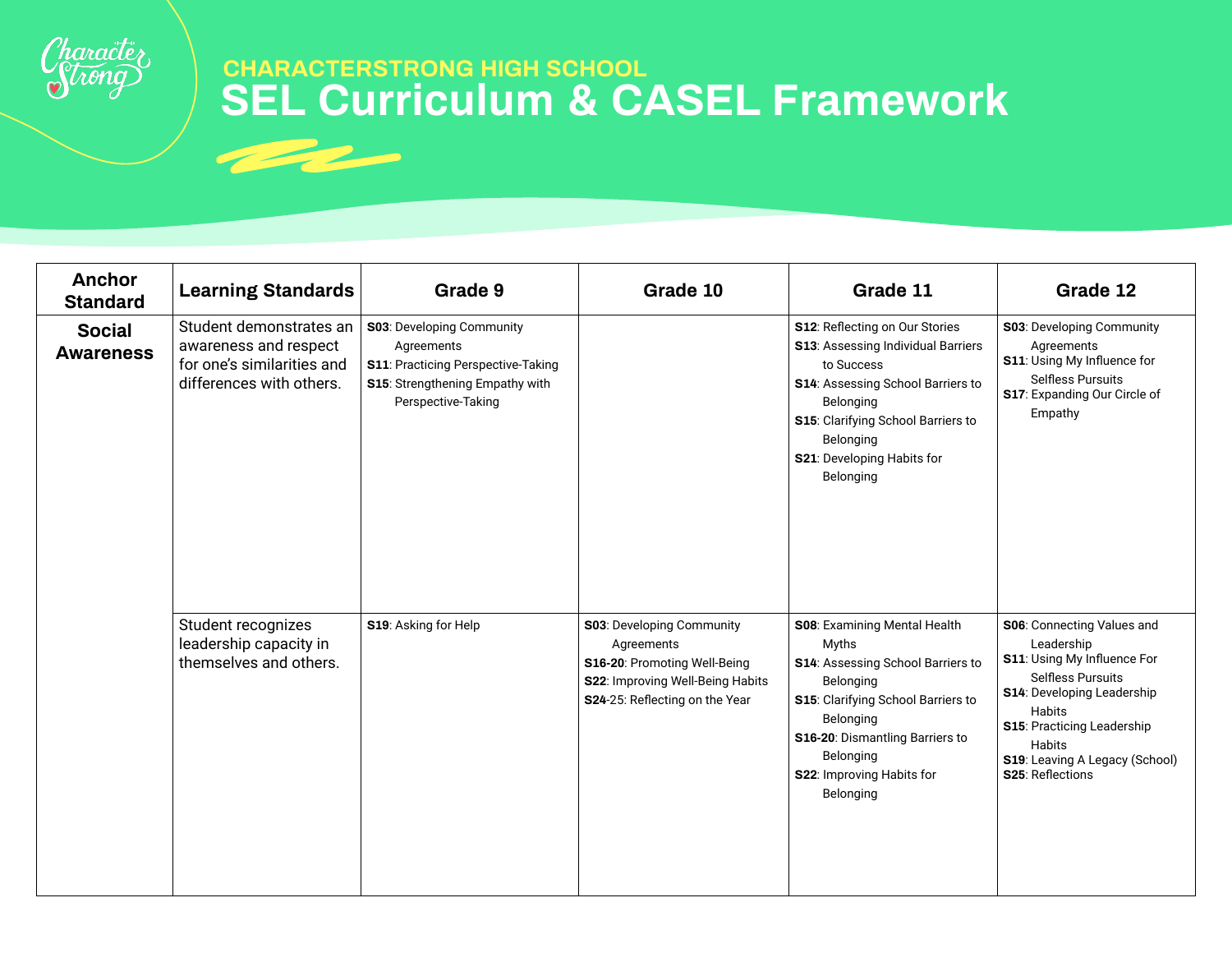## CHARACTERSTRONG HIGH SCHOOL

# SEL Curriculum & CASEL Framework

| Anchor Standard | Learning Standards | Grade 9 | Grade 10 | Grade 11 | Grade 12 |
|---|---|---|---|---|---|
| **Social Awareness** | Student demonstrates an awareness and respect for one's similarities and differences with others. | **S03**: Developing Community Agreements<br>**S11**: Practicing Perspective-Taking<br>**S15**: Strengthening Empathy with Perspective-Taking | | **S12**: Reflecting on Our Stories<br>**S13**: Assessing Individual Barriers to Success<br>**S14**: Assessing School Barriers to Belonging<br>**S15**: Clarifying School Barriers to Belonging<br>**S21**: Developing Habits for Belonging | **S03**: Developing Community Agreements<br>**S11**: Using My Influence for Selfless Pursuits<br>**S17**: Expanding Our Circle of Empathy |
| | Student recognizes leadership capacity in themselves and others. | **S19**: Asking for Help | **S03**: Developing Community Agreements<br>**S16-20**: Promoting Well-Being<br>**S22**: Improving Well-Being Habits<br>**S24**-25: Reflecting on the Year | **S08**: Examining Mental Health Myths<br>**S14**: Assessing School Barriers to Belonging<br>**S15**: Clarifying School Barriers to Belonging<br>**S16-20**: Dismantling Barriers to Belonging<br>**S22**: Improving Habits for Belonging | **S06**: Connecting Values and Leadership<br>**S11**: Using My Influence For Selfless Pursuits<br>**S14**: Developing Leadership Habits<br>**S15**: Practicing Leadership Habits<br>**S19**: Leaving A Legacy (School)<br>**S25**: Reflections |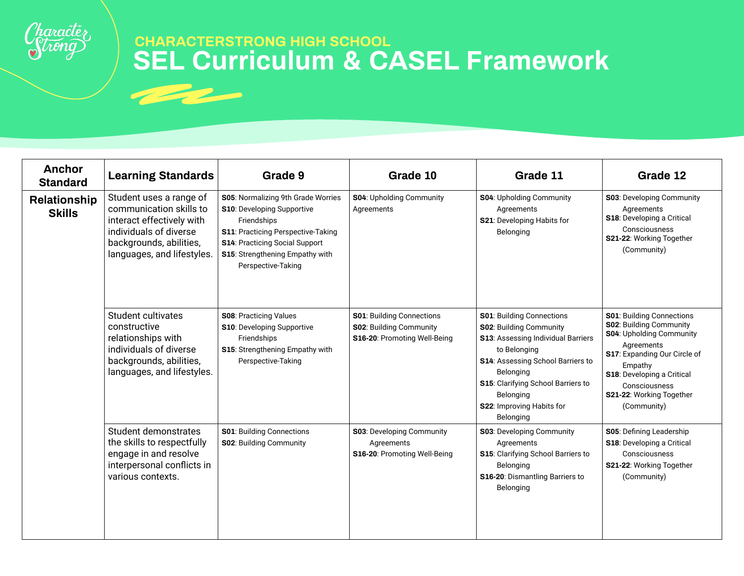## CHARACTERSTRONG HIGH SCHOOL

# SEL Curriculum & CASEL Framework

| Anchor Standard | Learning Standards | Grade 9 | Grade 10 | Grade 11 | Grade 12 |
|---|---|---|---|---|---|
| **Relationship Skills** | Student uses a range of communication skills to interact effectively with individuals of diverse backgrounds, abilities, languages, and lifestyles. | **S05**: Normalizing 9th Grade Worries<br>**S10**: Developing Supportive Friendships<br>**S11**: Practicing Perspective-Taking<br>**S14**: Practicing Social Support<br>**S15**: Strengthening Empathy with Perspective-Taking | **S04**: Upholding Community Agreements | **S04**: Upholding Community Agreements<br>**S21**: Developing Habits for Belonging | **S03**: Developing Community Agreements<br>**S18**: Developing a Critical Consciousness<br>**S21-22**: Working Together (Community) |
| | Student cultivates constructive relationships with individuals of diverse backgrounds, abilities, languages, and lifestyles. | **S08**: Practicing Values<br>**S10**: Developing Supportive Friendships<br>**S15**: Strengthening Empathy with Perspective-Taking | **S01**: Building Connections<br>**S02**: Building Community<br>**S16-20**: Promoting Well-Being | **S01**: Building Connections<br>**S02**: Building Community<br>**S13**: Assessing Individual Barriers to Belonging<br>**S14**: Assessing School Barriers to Belonging<br>**S15**: Clarifying School Barriers to Belonging<br>**S22**: Improving Habits for Belonging | **S01**: Building Connections<br>**S02**: Building Community<br>**S04**: Upholding Community Agreements<br>**S17**: Expanding Our Circle of Empathy<br>**S18**: Developing a Critical Consciousness<br>**S21-22**: Working Together (Community) |
| | Student demonstrates the skills to respectfully engage in and resolve interpersonal conflicts in various contexts. | **S01**: Building Connections<br>**S02**: Building Community | **S03**: Developing Community Agreements<br>**S16-20**: Promoting Well-Being | **S03**: Developing Community Agreements<br>**S15**: Clarifying School Barriers to Belonging<br>**S16-20**: Dismantling Barriers to Belonging | **S05**: Defining Leadership<br>**S18**: Developing a Critical Consciousness<br>**S21-22**: Working Together (Community) |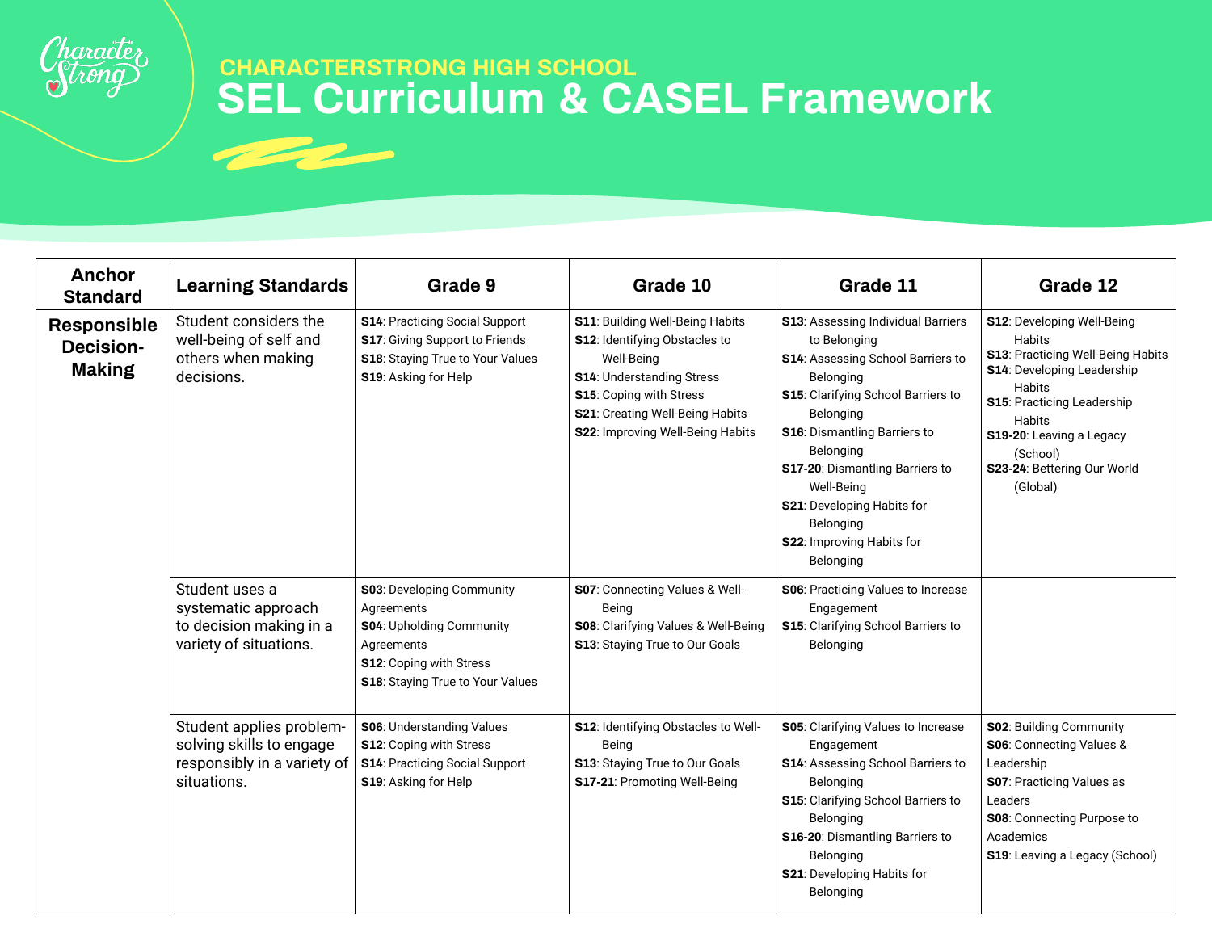## CHARACTERSTRONG HIGH SCHOOL

# SEL Curriculum & CASEL Framework

| Anchor Standard | Learning Standards | Grade 9 | Grade 10 | Grade 11 | Grade 12 |
|---|---|---|---|---|---|
| **Responsible Decision-Making** | Student considers the well-being of self and others when making decisions. | **S14**: Practicing Social Support<br>**S17**: Giving Support to Friends<br>**S18**: Staying True to Your Values<br>**S19**: Asking for Help | **S11**: Building Well-Being Habits<br>**S12**: Identifying Obstacles to Well-Being<br>**S14**: Understanding Stress<br>**S15**: Coping with Stress<br>**S21**: Creating Well-Being Habits<br>**S22**: Improving Well-Being Habits | **S13**: Assessing Individual Barriers to Belonging<br>**S14**: Assessing School Barriers to Belonging<br>**S15**: Clarifying School Barriers to Belonging<br>**S16**: Dismantling Barriers to Belonging<br>**S17-20**: Dismantling Barriers to Well-Being<br>**S21**: Developing Habits for Belonging<br>**S22**: Improving Habits for Belonging | **S12**: Developing Well-Being Habits<br>**S13**: Practicing Well-Being Habits<br>**S14**: Developing Leadership Habits<br>**S15**: Practicing Leadership Habits<br>**S19-20**: Leaving a Legacy (School)<br>**S23-24**: Bettering Our World (Global) |
| | Student uses a systematic approach to decision making in a variety of situations. | **S03**: Developing Community Agreements<br>**S04**: Upholding Community Agreements<br>**S12**: Coping with Stress<br>**S18**: Staying True to Your Values | **S07**: Connecting Values & Well-Being<br>**S08**: Clarifying Values & Well-Being<br>**S13**: Staying True to Our Goals | **S06**: Practicing Values to Increase Engagement<br>**S15**: Clarifying School Barriers to Belonging | |
| | Student applies problem-solving skills to engage responsibly in a variety of situations. | **S06**: Understanding Values<br>**S12**: Coping with Stress<br>**S14**: Practicing Social Support<br>**S19**: Asking for Help | **S12**: Identifying Obstacles to Well-Being<br>**S13**: Staying True to Our Goals<br>**S17-21**: Promoting Well-Being | **S05**: Clarifying Values to Increase Engagement<br>**S14**: Assessing School Barriers to Belonging<br>**S15**: Clarifying School Barriers to Belonging<br>**S16-20**: Dismantling Barriers to Belonging<br>**S21**: Developing Habits for Belonging | **S02**: Building Community<br>**S06**: Connecting Values & Leadership<br>**S07**: Practicing Values as Leaders<br>**S08**: Connecting Purpose to Academics<br>**S19**: Leaving a Legacy (School) |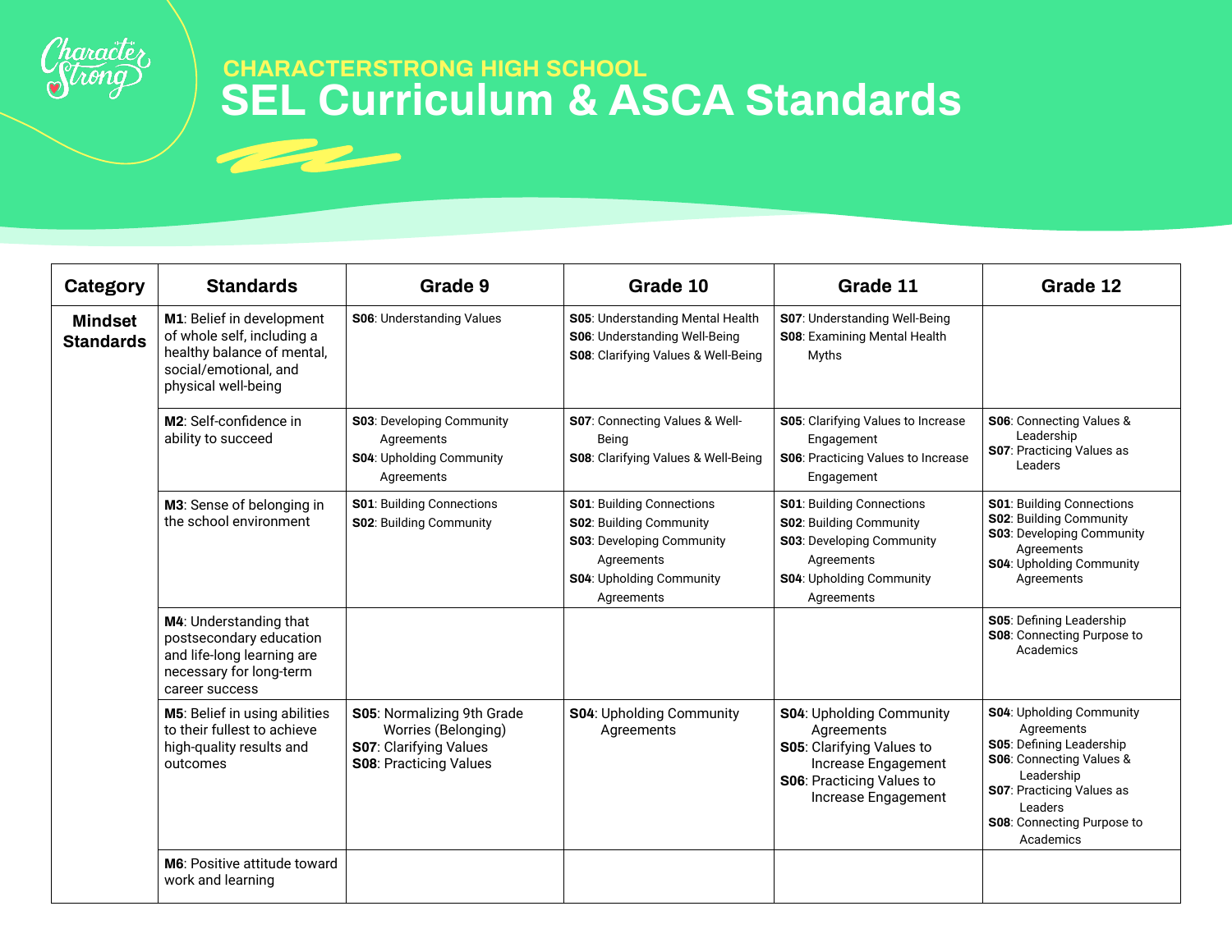# CHARACTERSTRONG HIGH SCHOOL
# SEL Curriculum & ASCA Standards

| Category | Standards | Grade 9 | Grade 10 | Grade 11 | Grade 12 |
|---|---|---|---|---|---|
| **Mindset Standards** | **M1**: Belief in development of whole self, including a healthy balance of mental, social/emotional, and physical well-being | **S06**: Understanding Values | **S05**: Understanding Mental Health<br>**S06**: Understanding Well-Being<br>**S08**: Clarifying Values & Well-Being | **S07**: Understanding Well-Being<br>**S08**: Examining Mental Health Myths | |
| | **M2**: Self-confidence in ability to succeed | **S03**: Developing Community Agreements<br>**S04**: Upholding Community Agreements | **S07**: Connecting Values & Well-Being<br>**S08**: Clarifying Values & Well-Being | **S05**: Clarifying Values to Increase Engagement<br>**S06**: Practicing Values to Increase Engagement | **S06**: Connecting Values & Leadership<br>**S07**: Practicing Values as Leaders |
| | **M3**: Sense of belonging in the school environment | **S01**: Building Connections<br>**S02**: Building Community | **S01**: Building Connections<br>**S02**: Building Community<br>**S03**: Developing Community Agreements<br>**S04**: Upholding Community Agreements | **S01**: Building Connections<br>**S02**: Building Community<br>**S03**: Developing Community Agreements<br>**S04**: Upholding Community Agreements | **S01**: Building Connections<br>**S02**: Building Community<br>**S03**: Developing Community Agreements<br>**S04**: Upholding Community Agreements |
| | **M4**: Understanding that postsecondary education and life-long learning are necessary for long-term career success | | | | **S05**: Defining Leadership<br>**S08**: Connecting Purpose to Academics |
| | **M5**: Belief in using abilities to their fullest to achieve high-quality results and outcomes | **S05**: Normalizing 9th Grade Worries (Belonging)<br>**S07**: Clarifying Values<br>**S08**: Practicing Values | **S04**: Upholding Community Agreements | **S04**: Upholding Community Agreements<br>**S05**: Clarifying Values to Increase Engagement<br>**S06**: Practicing Values to Increase Engagement | **S04**: Upholding Community Agreements<br>**S05**: Defining Leadership<br>**S06**: Connecting Values & Leadership<br>**S07**: Practicing Values as Leaders<br>**S08**: Connecting Purpose to Academics |
| | **M6**: Positive attitude toward work and learning | | | | |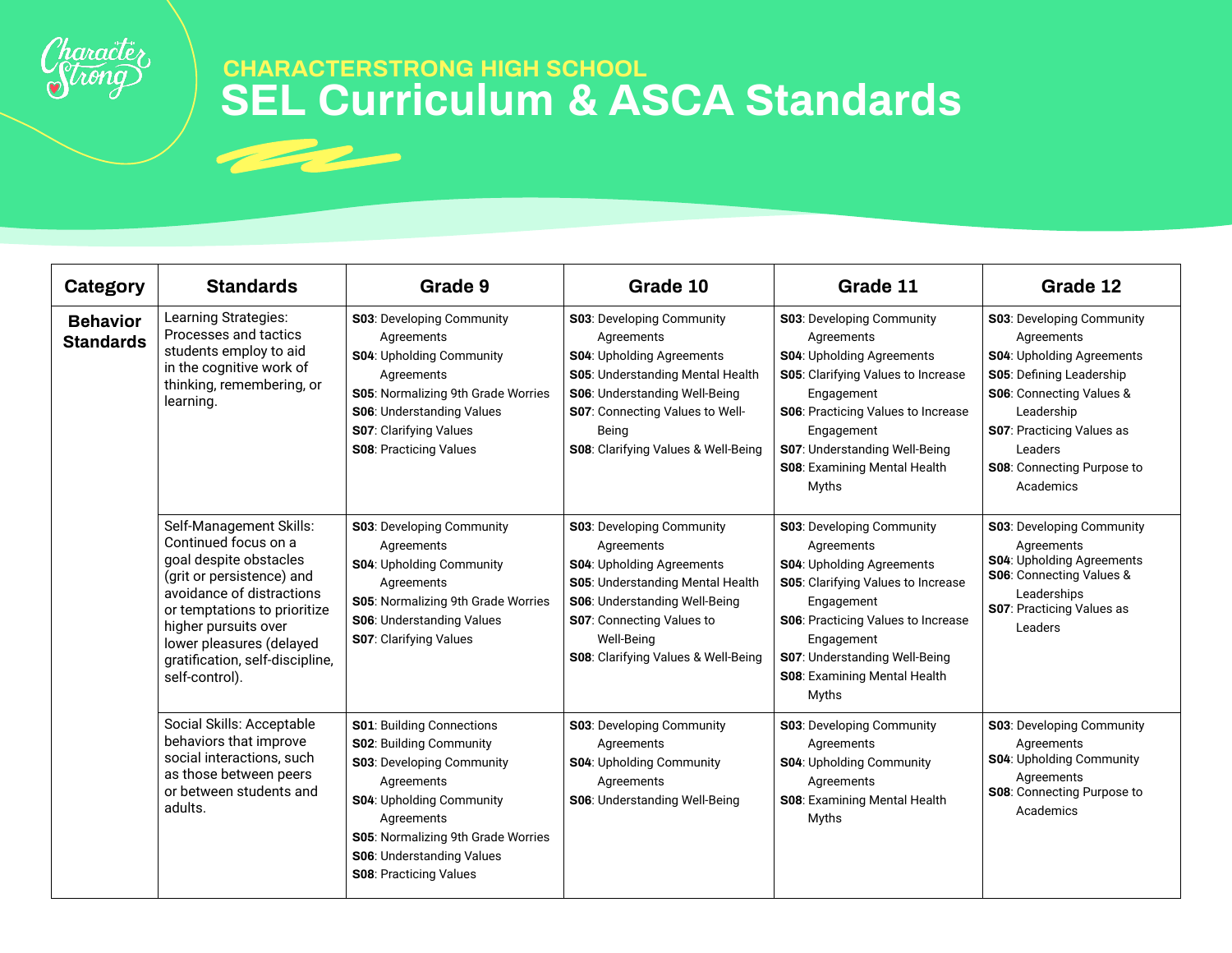## CHARACTERSTRONG HIGH SCHOOL

# SEL Curriculum & ASCA Standards

| Category | Standards | Grade 9 | Grade 10 | Grade 11 | Grade 12 |
|---|---|---|---|---|---|
| **Behavior Standards** | Learning Strategies: Processes and tactics students employ to aid in the cognitive work of thinking, remembering, or learning. | **S03**: Developing Community Agreements<br>**S04**: Upholding Community Agreements<br>**S05**: Normalizing 9th Grade Worries<br>**S06**: Understanding Values<br>**S07**: Clarifying Values<br>**S08**: Practicing Values | **S03**: Developing Community Agreements<br>**S04**: Upholding Agreements<br>**S05**: Understanding Mental Health<br>**S06**: Understanding Well-Being<br>**S07**: Connecting Values to Well-Being<br>**S08**: Clarifying Values & Well-Being | **S03**: Developing Community Agreements<br>**S04**: Upholding Agreements<br>**S05**: Clarifying Values to Increase Engagement<br>**S06**: Practicing Values to Increase Engagement<br>**S07**: Understanding Well-Being<br>**S08**: Examining Mental Health Myths | **S03**: Developing Community Agreements<br>**S04**: Upholding Agreements<br>**S05**: Defining Leadership<br>**S06**: Connecting Values & Leadership<br>**S07**: Practicing Values as Leaders<br>**S08**: Connecting Purpose to Academics |
| | Self-Management Skills: Continued focus on a goal despite obstacles (grit or persistence) and avoidance of distractions or temptations to prioritize higher pursuits over lower pleasures (delayed gratification, self-discipline, self-control). | **S03**: Developing Community Agreements<br>**S04**: Upholding Community Agreements<br>**S05**: Normalizing 9th Grade Worries<br>**S06**: Understanding Values<br>**S07**: Clarifying Values | **S03**: Developing Community Agreements<br>**S04**: Upholding Agreements<br>**S05**: Understanding Mental Health<br>**S06**: Understanding Well-Being<br>**S07**: Connecting Values to Well-Being<br>**S08**: Clarifying Values & Well-Being | **S03**: Developing Community Agreements<br>**S04**: Upholding Agreements<br>**S05**: Clarifying Values to Increase Engagement<br>**S06**: Practicing Values to Increase Engagement<br>**S07**: Understanding Well-Being<br>**S08**: Examining Mental Health Myths | **S03**: Developing Community Agreements<br>**S04**: Upholding Agreements<br>**S06**: Connecting Values & Leaderships<br>**S07**: Practicing Values as Leaders |
| | Social Skills: Acceptable behaviors that improve social interactions, such as those between peers or between students and adults. | **S01**: Building Connections<br>**S02**: Building Community<br>**S03**: Developing Community Agreements<br>**S04**: Upholding Community Agreements<br>**S05**: Normalizing 9th Grade Worries<br>**S06**: Understanding Values<br>**S08**: Practicing Values | **S03**: Developing Community Agreements<br>**S04**: Upholding Community Agreements<br>**S06**: Understanding Well-Being | **S03**: Developing Community Agreements<br>**S04**: Upholding Community Agreements<br>**S08**: Examining Mental Health Myths | **S03**: Developing Community Agreements<br>**S04**: Upholding Community Agreements<br>**S08**: Connecting Purpose to Academics |